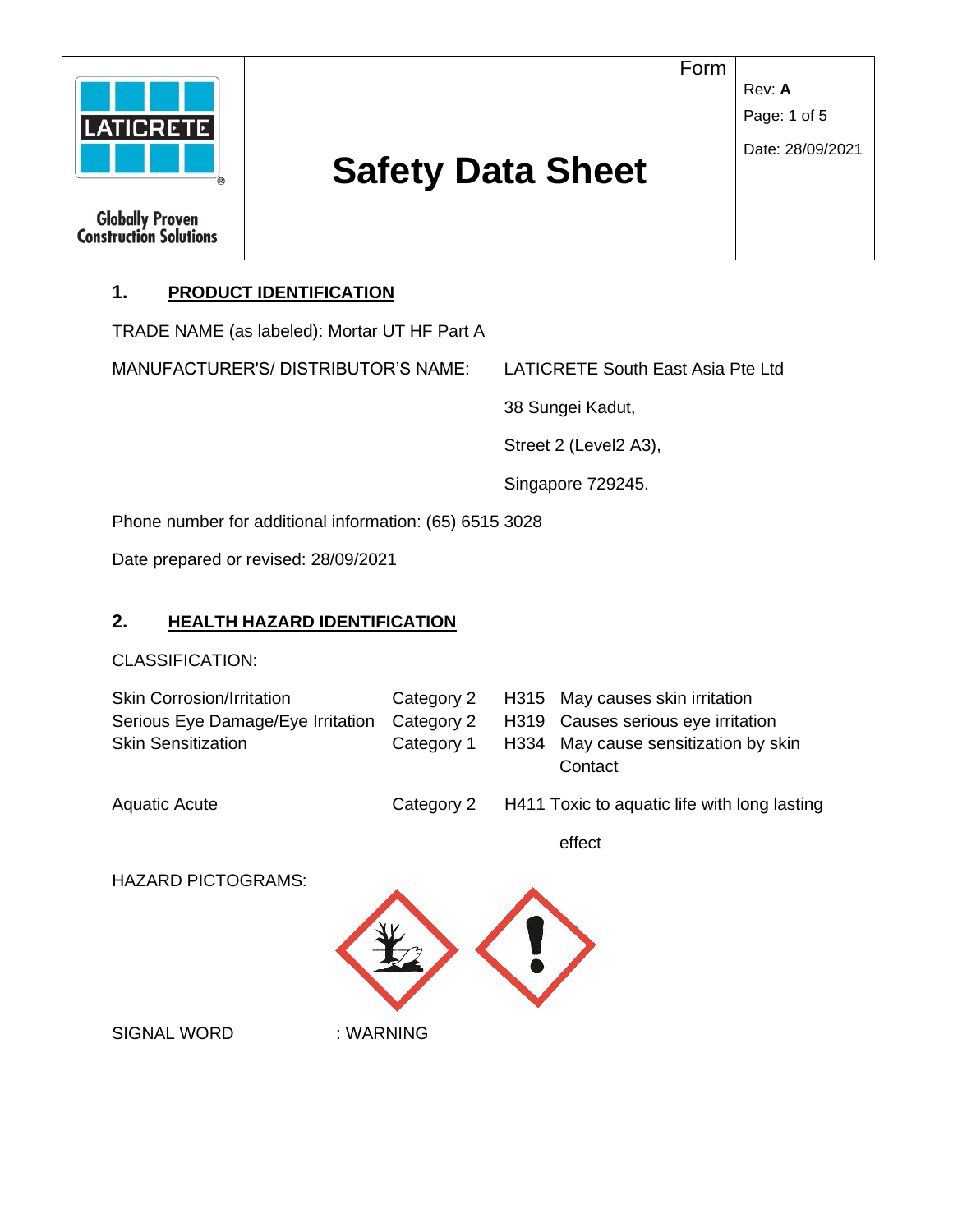# Safety Data Sheet

Form

Rev: **A**

Date: 28/09/2021

LATICRETE

Globally Proven Construction Solutions

## 1. PRODUCT IDENTIFICATION

TRADE NAME (as labeled): Mortar UT HF Part A

MANUFACTURER'S/ DISTRIBUTOR'S NAME: LATICRETE South East Asia Pte Ltd
38 Sungei Kadut,
Street 2 (Level2 A3),
Singapore 729245.

Phone number for additional information: (65) 6515 3028

Date prepared or revised: 28/09/2021

## 2. HEALTH HAZARD IDENTIFICATION

CLASSIFICATION:

| | | | |
|---|---|---|---|
| Skin Corrosion/Irritation | Category 2 | H315 | May causes skin irritation |
| Serious Eye Damage/Eye Irritation | Category 2 | H319 | Causes serious eye irritation |
| Skin Sensitization | Category 1 | H334 | May cause sensitization by skin Contact |
| Aquatic Acute | Category 2 | H411 | Toxic to aquatic life with long lasting effect |

HAZARD PICTOGRAMS:

SIGNAL WORD : WARNING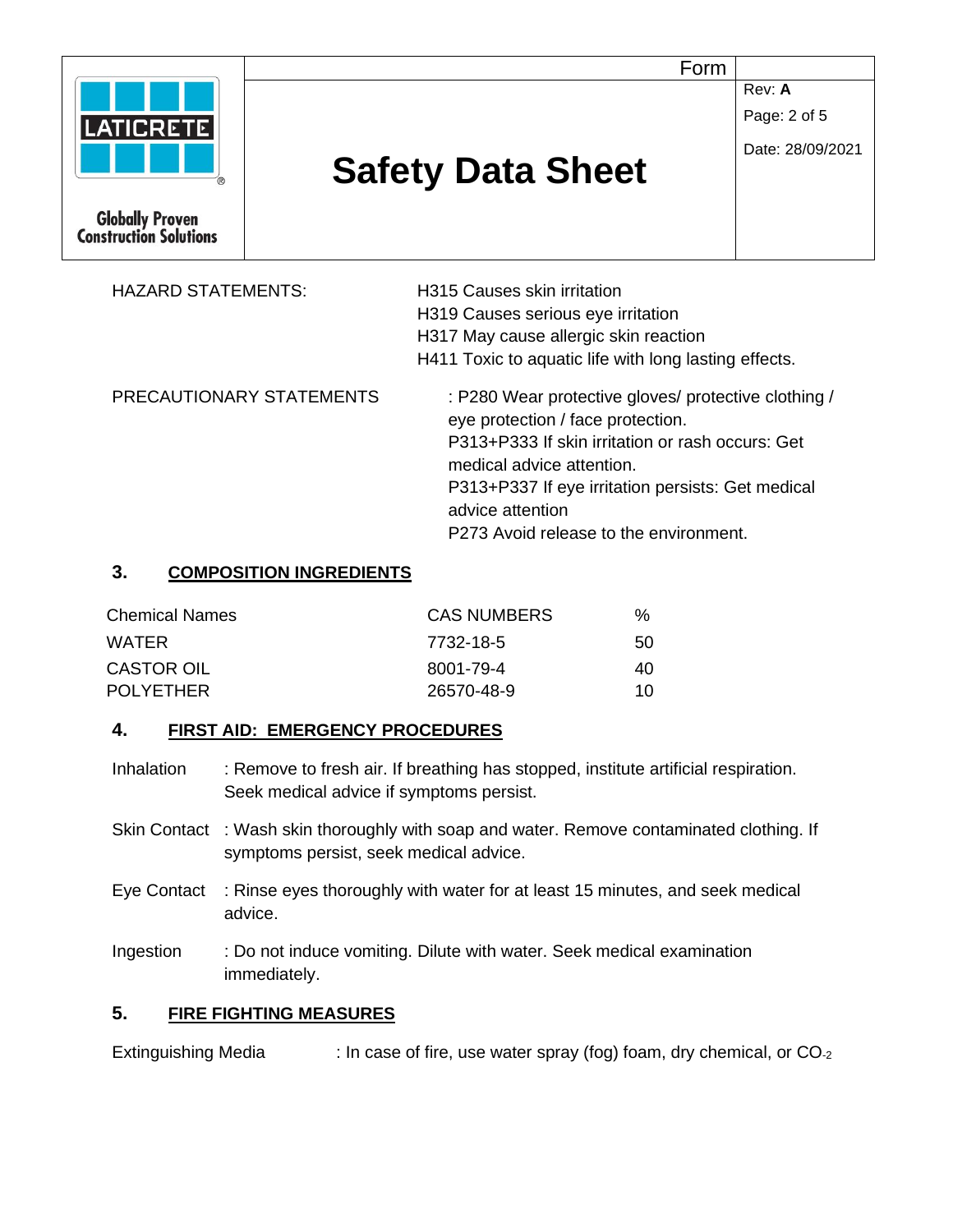HAZARD STATEMENTS: H315 Causes skin irritation
H319 Causes serious eye irritation
H317 May cause allergic skin reaction
H411 Toxic to aquatic life with long lasting effects.

PRECAUTIONARY STATEMENTS : P280 Wear protective gloves/ protective clothing / eye protection / face protection.
P313+P333 If skin irritation or rash occurs: Get medical advice attention.
P313+P337 If eye irritation persists: Get medical advice attention
P273 Avoid release to the environment.

## 3. COMPOSITION INGREDIENTS

| Chemical Names | CAS NUMBERS | % |
| --- | --- | --- |
| WATER | 7732-18-5 | 50 |
| CASTOR OIL | 8001-79-4 | 40 |
| POLYETHER | 26570-48-9 | 10 |

## 4. FIRST AID: EMERGENCY PROCEDURES

Inhalation : Remove to fresh air. If breathing has stopped, institute artificial respiration. Seek medical advice if symptoms persist.

Skin Contact : Wash skin thoroughly with soap and water. Remove contaminated clothing. If symptoms persist, seek medical advice.

Eye Contact : Rinse eyes thoroughly with water for at least 15 minutes, and seek medical advice.

Ingestion : Do not induce vomiting. Dilute with water. Seek medical examination immediately.

## 5. FIRE FIGHTING MEASURES

Extinguishing Media : In case of fire, use water spray (fog) foam, dry chemical, or $CO_{-2}$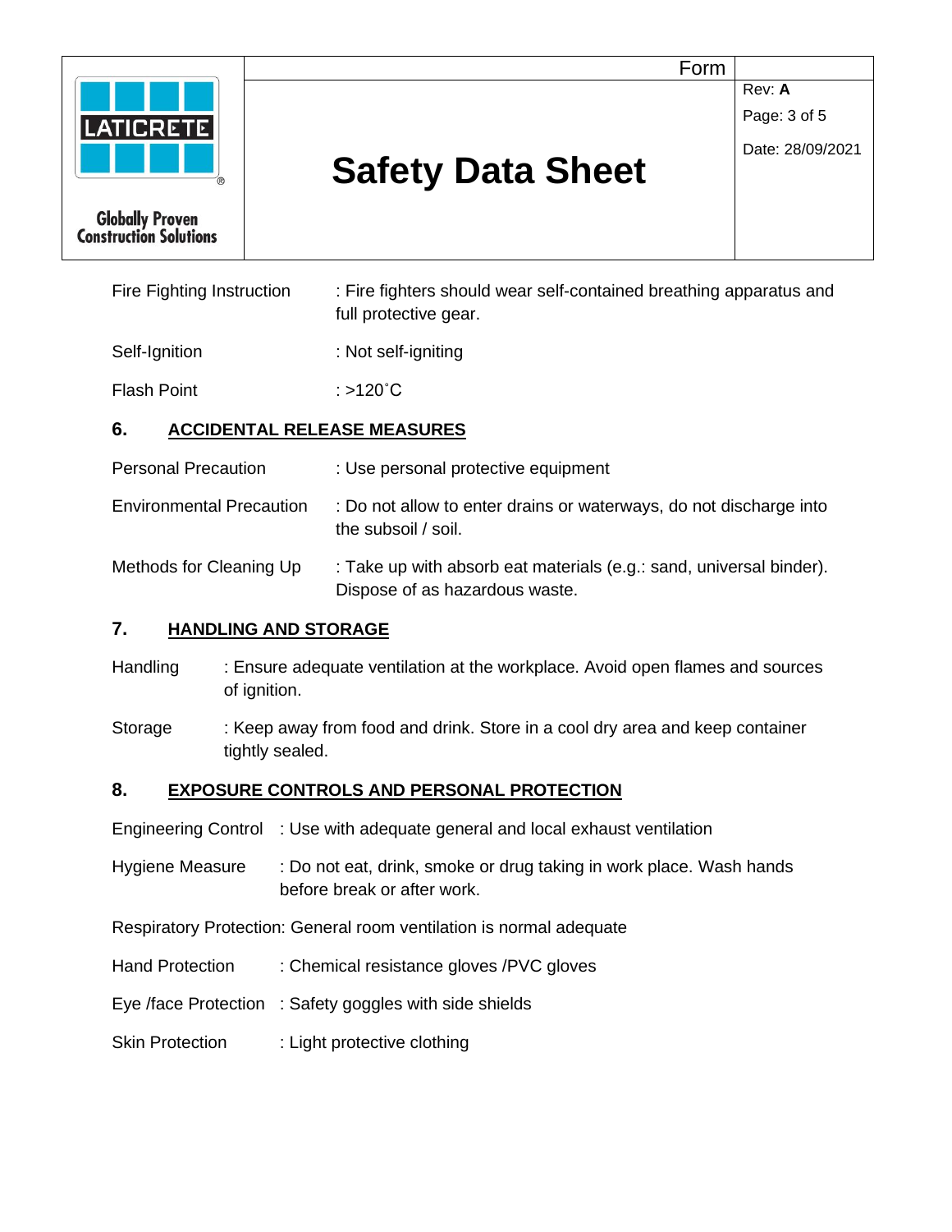Fire Fighting Instruction : Fire fighters should wear self-contained breathing apparatus and full protective gear.

Self-Ignition : Not self-igniting

Flash Point : >120˚C

## 6. ACCIDENTAL RELEASE MEASURES

Personal Precaution : Use personal protective equipment

Environmental Precaution : Do not allow to enter drains or waterways, do not discharge into the subsoil / soil.

Methods for Cleaning Up : Take up with absorb eat materials (e.g.: sand, universal binder). Dispose of as hazardous waste.

## 7. HANDLING AND STORAGE

Handling : Ensure adequate ventilation at the workplace. Avoid open flames and sources of ignition.

Storage : Keep away from food and drink. Store in a cool dry area and keep container tightly sealed.

## 8. EXPOSURE CONTROLS AND PERSONAL PROTECTION

Engineering Control : Use with adequate general and local exhaust ventilation

Hygiene Measure : Do not eat, drink, smoke or drug taking in work place. Wash hands before break or after work.

Respiratory Protection: General room ventilation is normal adequate

Hand Protection : Chemical resistance gloves /PVC gloves

Eye /face Protection : Safety goggles with side shields

Skin Protection : Light protective clothing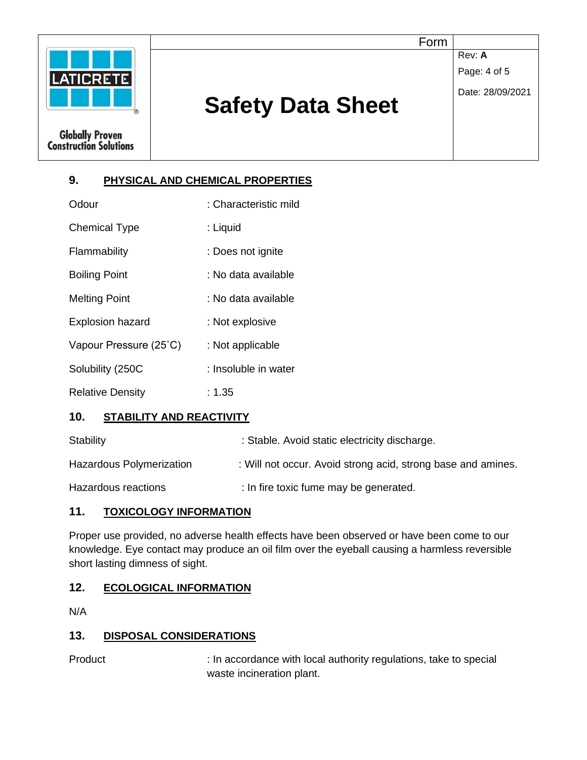## 9. PHYSICAL AND CHEMICAL PROPERTIES

| | |
|---|---|
| Odour | : Characteristic mild |
| Chemical Type | : Liquid |
| Flammability | : Does not ignite |
| Boiling Point | : No data available |
| Melting Point | : No data available |
| Explosion hazard | : Not explosive |
| Vapour Pressure (25˚C) | : Not applicable |
| Solubility (250C | : Insoluble in water |
| Relative Density | : 1.35 |

## 10. STABILITY AND REACTIVITY

| | |
|---|---|
| Stability | : Stable. Avoid static electricity discharge. |
| Hazardous Polymerization | : Will not occur. Avoid strong acid, strong base and amines. |
| Hazardous reactions | : In fire toxic fume may be generated. |

## 11. TOXICOLOGY INFORMATION

Proper use provided, no adverse health effects have been observed or have been come to our knowledge. Eye contact may produce an oil film over the eyeball causing a harmless reversible short lasting dimness of sight.

## 12. ECOLOGICAL INFORMATION

N/A

## 13. DISPOSAL CONSIDERATIONS

| | |
|---|---|
| Product | : In accordance with local authority regulations, take to special waste incineration plant. |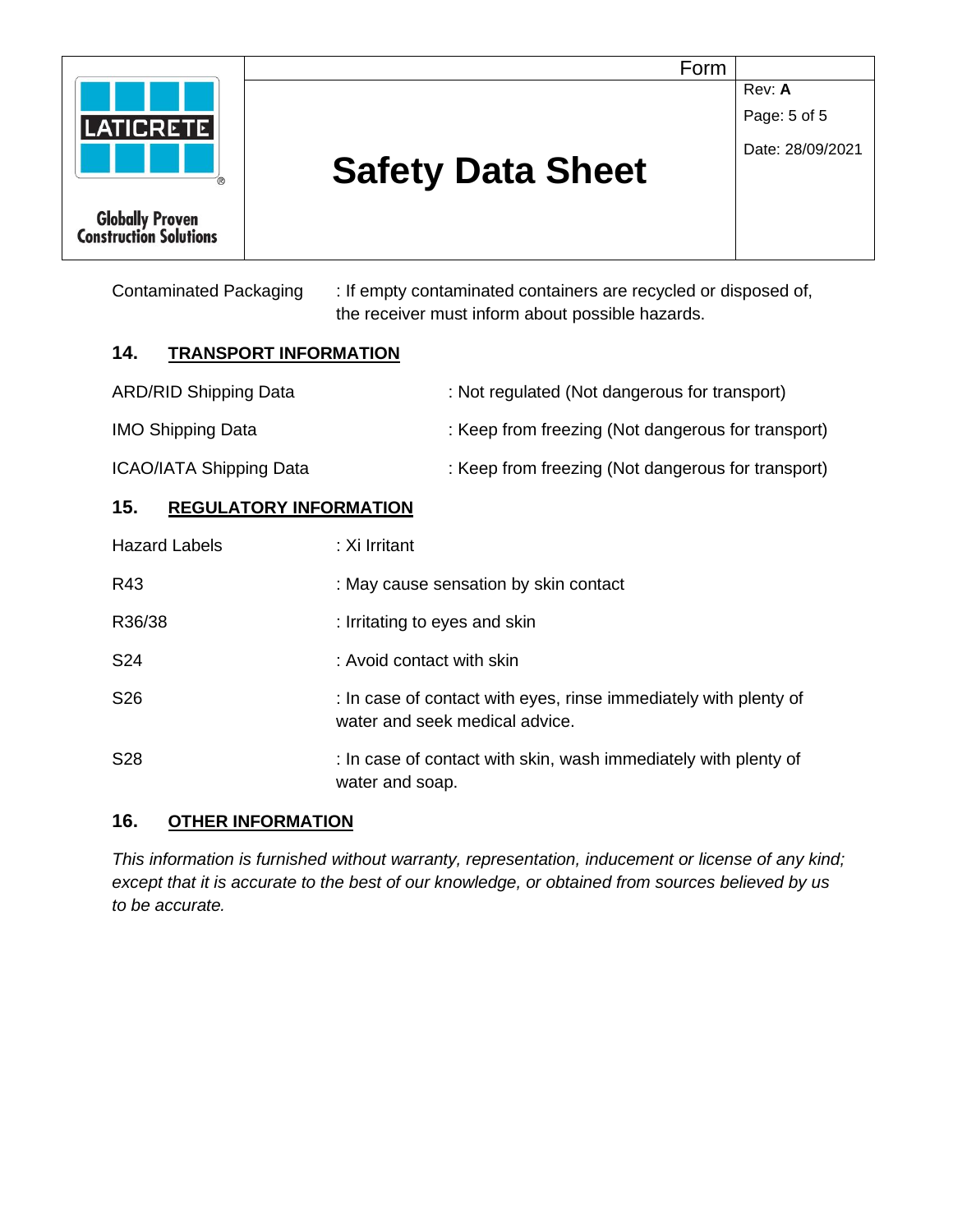Contaminated Packaging : If empty contaminated containers are recycled or disposed of, the receiver must inform about possible hazards.

## 14. TRANSPORT INFORMATION

| | |
|---|---|
| ARD/RID Shipping Data | : Not regulated (Not dangerous for transport) |
| IMO Shipping Data | : Keep from freezing (Not dangerous for transport) |
| ICAO/IATA Shipping Data | : Keep from freezing (Not dangerous for transport) |

## 15. REGULATORY INFORMATION

| | |
|---|---|
| Hazard Labels | : Xi Irritant |
| R43 | : May cause sensation by skin contact |
| R36/38 | : Irritating to eyes and skin |
| S24 | : Avoid contact with skin |
| S26 | : In case of contact with eyes, rinse immediately with plenty of water and seek medical advice. |
| S28 | : In case of contact with skin, wash immediately with plenty of water and soap. |

## 16. OTHER INFORMATION

*This information is furnished without warranty, representation, inducement or license of any kind; except that it is accurate to the best of our knowledge, or obtained from sources believed by us to be accurate.*